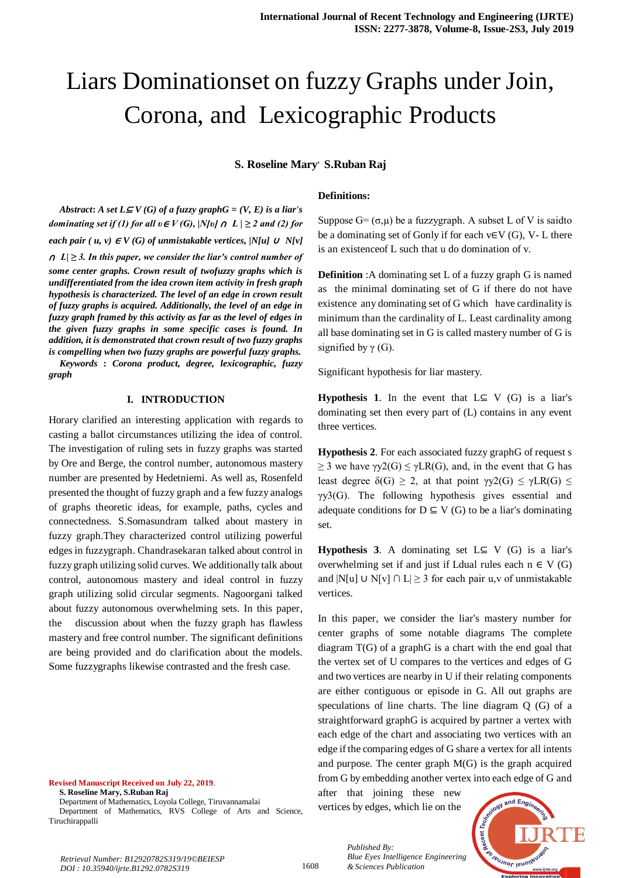# Liars Dominationset on fuzzy Graphs under Join, Corona, and Lexicographic Products

**S. Roseline Mary, S.Ruban Raj**

***Abstract*: *A set $L \subseteq V(G)$ of a fuzzy graph $G = (V, E)$ is a liar's dominating set if (1) for all $v \in V(G)$, $|N[v] \cap L| \geq 2$ and (2) for each pair $(u, v) \in V(G)$ of unmistakable vertices, $|N[u] \cup N[v] \cap L| \geq 3$. In this paper, we consider the liar's control number of some center graphs. Crown result of twofuzzy graphs which is undifferentiated from the idea crown item activity in fresh graph hypothesis is characterized. The level of an edge in crown result of fuzzy graphs is acquired. Additionally, the level of an edge in fuzzy graph framed by this activity as far as the level of edges in the given fuzzy graphs in some specific cases is found. In addition, it is demonstrated that crown result of two fuzzy graphs is compelling when two fuzzy graphs are powerful fuzzy graphs.***

***Keywords* : *Corona product, degree, lexicographic, fuzzy graph***

## I. INTRODUCTION

Horary clarified an interesting application with regards to casting a ballot circumstances utilizing the idea of control. The investigation of ruling sets in fuzzy graphs was started by Ore and Berge, the control number, autonomous mastery number are presented by Hedetniemi. As well as, Rosenfeld presented the thought of fuzzy graph and a few fuzzy analogs of graphs theoretic ideas, for example, paths, cycles and connectedness. S.Somasundram talked about mastery in fuzzy graph.They characterized control utilizing powerful edges in fuzzygraph. Chandrasekaran talked about control in fuzzy graph utilizing solid curves. We additionally talk about control, autonomous mastery and ideal control in fuzzy graph utilizing solid circular segments. Nagoorgani talked about fuzzy autonomous overwhelming sets. In this paper, the discussion about when the fuzzy graph has flawless mastery and free control number. The significant definitions are being provided and do clarification about the models. Some fuzzygraphs likewise contrasted and the fresh case.

**Revised Manuscript Received on July 22, 2019.**

**S. Roseline Mary, S.Ruban Raj**

Department of Mathematics, Loyola College, Tiruvannamalai

Department of Mathematics, RVS College of Arts and Science, Tiruchirappalli

**Definitions:**

Suppose $G = (\sigma, \mu)$ be a fuzzygraph. A subset L of V is saidto be a dominating set of Gonly if for each $v \in V(G)$, V- L there is an existenceof L such that u do domination of v.

**Definition** :A dominating set L of a fuzzy graph G is named as the minimal dominating set of G if there do not have existence any dominating set of G which have cardinality is minimum than the cardinality of L. Least cardinality among all base dominating set in G is called mastery number of G is signified by $\gamma$ (G).

Significant hypothesis for liar mastery.

**Hypothesis 1**. In the event that $L \subseteq V(G)$ is a liar's dominating set then every part of (L) contains in any event three vertices.

**Hypothesis 2**. For each associated fuzzy graphG of request s $\geq 3$ we have $\gamma y2(G) \leq \gamma LR(G)$, and, in the event that G has least degree $\delta(G) \geq 2$, at that point $\gamma y2(G) \leq \gamma LR(G) \leq \gamma y3(G)$. The following hypothesis gives essential and adequate conditions for $D \subseteq V(G)$ to be a liar's dominating set.

**Hypothesis 3**. A dominating set $L \subseteq V(G)$ is a liar's overwhelming set if and just if Ldual rules each $n \in V(G)$ and $|N[u] \cup N[v] \cap L| \geq 3$ for each pair u,v of unmistakable vertices.

In this paper, we consider the liar's mastery number for center graphs of some notable diagrams The complete diagram T(G) of a graphG is a chart with the end goal that the vertex set of U compares to the vertices and edges of G and two vertices are nearby in U if their relating components are either contiguous or episode in G. All out graphs are speculations of line charts. The line diagram Q (G) of a straightforward graphG is acquired by partner a vertex with each edge of the chart and associating two vertices with an edge if the comparing edges of G share a vertex for all intents and purpose. The center graph M(G) is the graph acquired from G by embedding another vertex into each edge of G and after that joining these new vertices by edges, which lie on the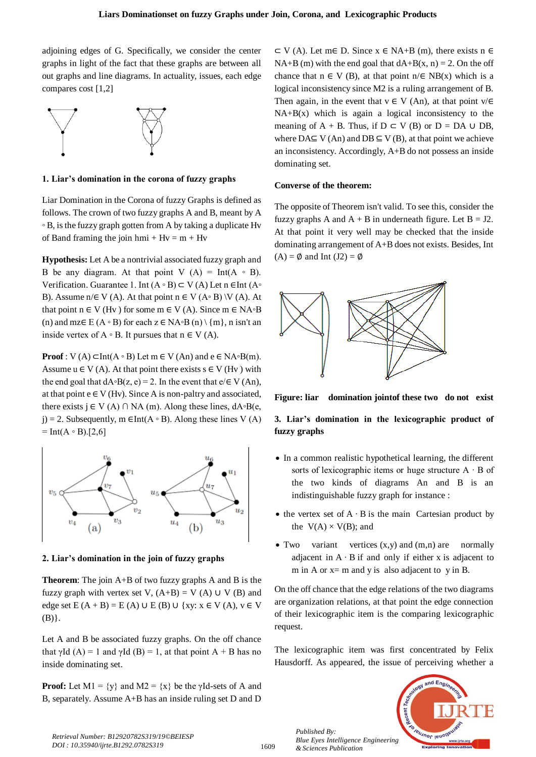adjoining edges of G. Specifically, we consider the center graphs in light of the fact that these graphs are between all out graphs and line diagrams. In actuality, issues, each edge compares cost [1,2]

### 1. Liar's domination in the corona of fuzzy graphs

Liar Domination in the Corona of fuzzy Graphs is defined as follows. The crown of two fuzzy graphs A and B, meant by A ◦ B, is the fuzzy graph gotten from A by taking a duplicate Hv of Band framing the join hmi + Hv = m + Hv

**Hypothesis:** Let A be a nontrivial associated fuzzy graph and B be any diagram. At that point V (A) = Int(A ◦ B). Verification. Guarantee 1. Int (A ◦ B) ⊂ V (A) Let n ∈Int (A◦ B). Assume n/∈ V (A). At that point n ∈ V (A◦ B) \V (A). At that point n ∈ V (Hv ) for some m ∈ V (A). Since m ∈ NA◦B (n) and mz∈ E (A ◦ B) for each z ∈ NA◦B (n) \ {m}, n isn't an inside vertex of A ◦ B. It pursues that n ∈ V (A).

**Proof** : V (A) ⊂Int(A ◦ B) Let m ∈ V (An) and e ∈ NA◦B(m). Assume u ∈ V (A). At that point there exists s ∈ V (Hv ) with the end goal that dA◦B(z, e) = 2. In the event that e/∈ V (An), at that point e ∈ V (Hv). Since A is non-paltry and associated, there exists j ∈ V (A) ∩ NA (m). Along these lines, dA◦B(e, j) = 2. Subsequently, m ∈Int(A ◦ B). Along these lines V (A) = Int(A ◦ B).[2,6]

### 2. Liar's domination in the join of fuzzy graphs

**Theorem**: The join A+B of two fuzzy graphs A and B is the fuzzy graph with vertex set V, (A+B) = V (A) ∪ V (B) and edge set E (A + B) = E (A) ∪ E (B) ∪ {xy: x ∈ V (A), v ∈ V (B)}.

Let A and B be associated fuzzy graphs. On the off chance that γId (A) = 1 and γId (B) = 1, at that point A + B has no inside dominating set.

**Proof:** Let M1 = {y} and M2 = {x} be the γId-sets of A and B, separately. Assume A+B has an inside ruling set D and D ⊂ V (A). Let m∈ D. Since x ∈ NA+B (m), there exists n ∈ NA+B (m) with the end goal that dA+B(x, n) = 2. On the off chance that n ∈ V (B), at that point n/∈ NB(x) which is a logical inconsistency since M2 is a ruling arrangement of B. Then again, in the event that v ∈ V (An), at that point v/∈ NA+B(x) which is again a logical inconsistency to the meaning of A + B. Thus, if D ⊂ V (B) or D = DA ∪ DB, where DA⊆ V (An) and DB ⊆ V (B), at that point we achieve an inconsistency. Accordingly, A+B do not possess an inside dominating set.

**Converse of the theorem:**

The opposite of Theorem isn't valid. To see this, consider the fuzzy graphs A and A + B in underneath figure. Let B = J2. At that point it very well may be checked that the inside dominating arrangement of A+B does not exists. Besides, Int (A) = ∅ and Int (J2) = ∅

**Figure: liar domination jointof these two do not exist**

### 3. Liar's domination in the lexicographic product of fuzzy graphs

- In a common realistic hypothetical learning, the different sorts of lexicographic items or huge structure A · B of the two kinds of diagrams An and B is an indistinguishable fuzzy graph for instance :
- the vertex set of A · B is the main Cartesian product by the V(A) × V(B); and
- Two variant vertices (x,y) and (m,n) are normally adjacent in A · B if and only if either x is adjacent to m in A or x= m and y is also adjacent to y in B.

On the off chance that the edge relations of the two diagrams are organization relations, at that point the edge connection of their lexicographic item is the comparing lexicographic request.

The lexicographic item was first concentrated by Felix Hausdorff. As appeared, the issue of perceiving whether a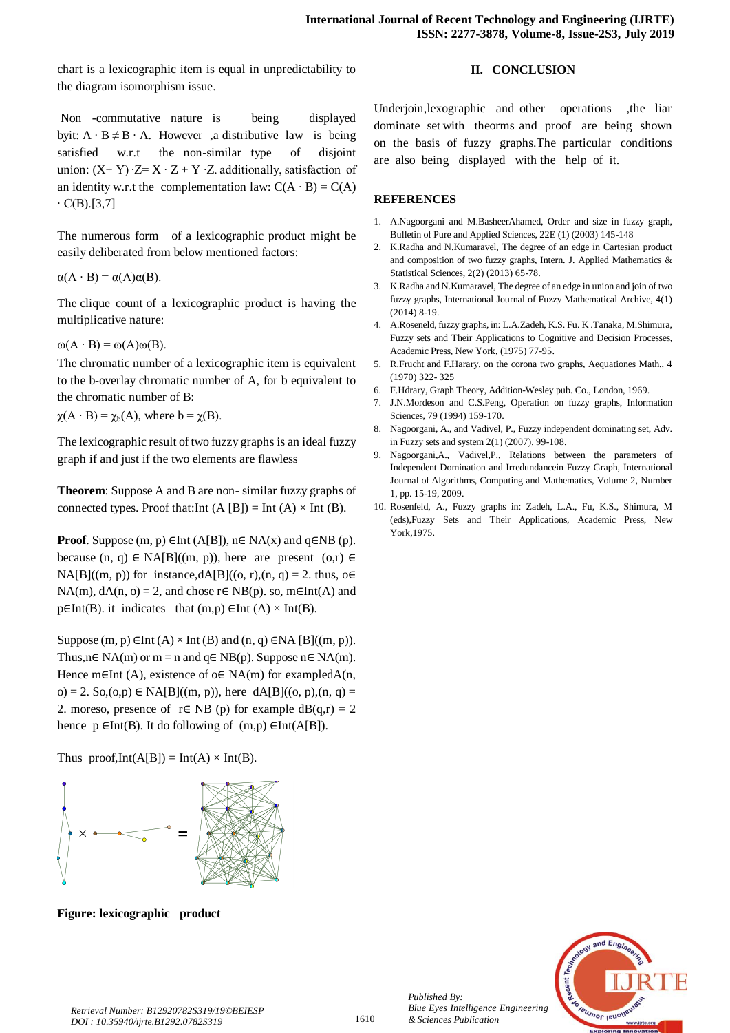chart is a lexicographic item is equal in unpredictability to the diagram isomorphism issue.

Non -commutative nature is being displayed byit: $A \cdot B \neq B \cdot A$. However ,a distributive law is being satisfied w.r.t the non-similar type of disjoint union: $(X+ Y) \cdot Z= X \cdot Z + Y \cdot Z$. additionally, satisfaction of an identity w.r.t the complementation law: $C(A \cdot B) = C(A) \cdot C(B)$.[3,7]

The numerous form of a lexicographic product might be easily deliberated from below mentioned factors:

$\alpha(A \cdot B) = \alpha(A)\alpha(B)$.

The clique count of a lexicographic product is having the multiplicative nature:

$\omega(A \cdot B) = \omega(A)\omega(B)$.

The chromatic number of a lexicographic item is equivalent to the b-overlay chromatic number of A, for b equivalent to the chromatic number of B:

$\chi(A \cdot B) = \chi_b(A)$, where $b = \chi(B)$.

The lexicographic result of two fuzzy graphs is an ideal fuzzy graph if and just if the two elements are flawless

**Theorem**: Suppose A and B are non- similar fuzzy graphs of connected types. Proof that:Int $(A [B]) = \text{Int} (A) \times \text{Int} (B)$.

**Proof**. Suppose $(m, p) \in \text{Int} (A[B])$, $n \in NA(x)$ and $q \in NB (p)$. because $(n, q) \in NA[B]((m, p))$, here are present $(o,r) \in NA[B]((m, p))$ for instance,$dA[B]((o, r),(n, q) = 2$. thus, $o \in NA(m)$, $dA(n, o) = 2$, and chose $r \in NB(p)$. so, $m \in \text{Int}(A)$ and $p \in \text{Int}(B)$. it indicates that $(m,p) \in \text{Int} (A) \times \text{Int}(B)$.

Suppose $(m, p) \in \text{Int} (A) \times \text{Int} (B)$ and $(n, q) \in NA [B]((m, p))$. Thus,$n \in NA(m)$ or $m = n$ and $q \in NB(p)$. Suppose $n \in NA(m)$. Hence $m \in \text{Int} (A)$, existence of $o \in NA(m)$ for exampled$A(n, o) = 2$. So,$(o,p) \in NA[B]((m, p))$, here $dA[B]((o, p),(n, q) = 2$. moreso, presence of $r \in NB (p)$ for example $dB(q,r) = 2$ hence $p \in \text{Int}(B)$. It do following of $(m,p) \in \text{Int}(A[B])$.

Thus proof,$\text{Int}(A[B]) = \text{Int}(A) \times \text{Int}(B)$.

× =

**Figure: lexicographic product**

## II. CONCLUSION

Underjoin,lexographic and other operations ,the liar dominate set with theorms and proof are being shown on the basis of fuzzy graphs.The particular conditions are also being displayed with the help of it.

## REFERENCES

1. A.Nagoorgani and M.BasheerAhamed, Order and size in fuzzy graph, Bulletin of Pure and Applied Sciences, 22E (1) (2003) 145-148
2. K.Radha and N.Kumaravel, The degree of an edge in Cartesian product and composition of two fuzzy graphs, Intern. J. Applied Mathematics & Statistical Sciences, 2(2) (2013) 65-78.
3. K.Radha and N.Kumaravel, The degree of an edge in union and join of two fuzzy graphs, International Journal of Fuzzy Mathematical Archive, 4(1) (2014) 8-19.
4. A.Roseneld, fuzzy graphs, in: L.A.Zadeh, K.S. Fu. K .Tanaka, M.Shimura, Fuzzy sets and Their Applications to Cognitive and Decision Processes, Academic Press, New York, (1975) 77-95.
5. R.Frucht and F.Harary, on the corona two graphs, Aequationes Math., 4 (1970) 322- 325
6. F.Hdrary, Graph Theory, Addition-Wesley pub. Co., London, 1969.
7. J.N.Mordeson and C.S.Peng, Operation on fuzzy graphs, Information Sciences, 79 (1994) 159-170.
8. Nagoorgani, A., and Vadivel, P., Fuzzy independent dominating set, Adv. in Fuzzy sets and system 2(1) (2007), 99-108.
9. Nagoorgani,A., Vadivel,P., Relations between the parameters of Independent Domination and Irredundancein Fuzzy Graph, International Journal of Algorithms, Computing and Mathematics, Volume 2, Number 1, pp. 15-19, 2009.
10. Rosenfeld, A., Fuzzy graphs in: Zadeh, L.A., Fu, K.S., Shimura, M (eds),Fuzzy Sets and Their Applications, Academic Press, New York,1975.